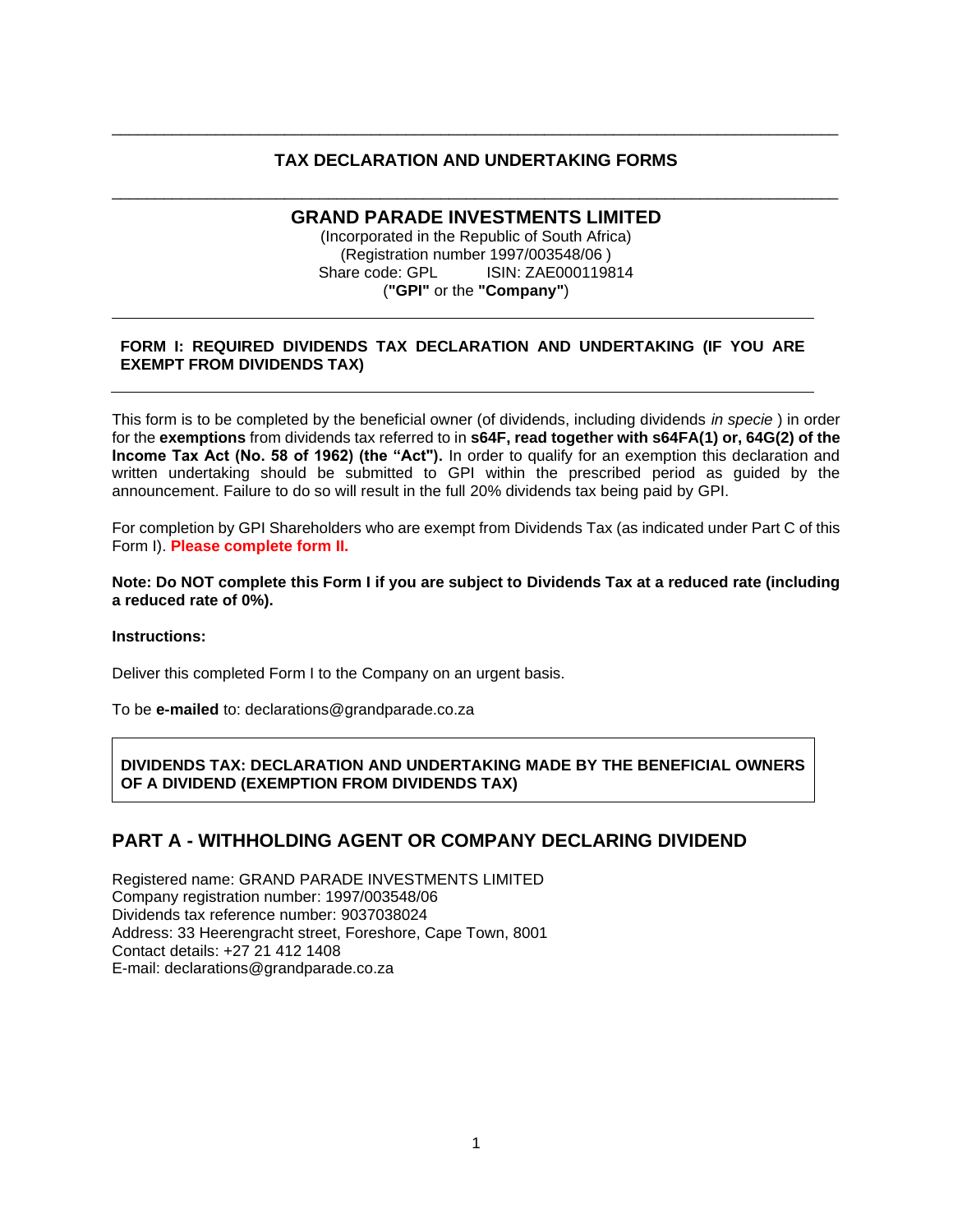# TAX DECLARATION AND UNDERTAKING FORMS

## GRAND PARADE INVESTMENTS LIMITED

(Incorporated in the Republic of South Africa)
(Registration number 1997/003548/06 )
Share code: GPL ISIN: ZAE000119814
(**"GPI"** or the **"Company"**)

**FORM I: REQUIRED DIVIDENDS TAX DECLARATION AND UNDERTAKING (IF YOU ARE EXEMPT FROM DIVIDENDS TAX)**

This form is to be completed by the beneficial owner (of dividends, including dividends *in specie* ) in order for the **exemptions** from dividends tax referred to in **s64F, read together with s64FA(1) or, 64G(2) of the Income Tax Act (No. 58 of 1962) (the "Act").** In order to qualify for an exemption this declaration and written undertaking should be submitted to GPI within the prescribed period as guided by the announcement. Failure to do so will result in the full 20% dividends tax being paid by GPI.

For completion by GPI Shareholders who are exempt from Dividends Tax (as indicated under Part C of this Form I). **Please complete form II.**

**Note: Do NOT complete this Form I if you are subject to Dividends Tax at a reduced rate (including a reduced rate of 0%).**

**Instructions:**

Deliver this completed Form I to the Company on an urgent basis.

To be **e-mailed** to: declarations@grandparade.co.za

**DIVIDENDS TAX: DECLARATION AND UNDERTAKING MADE BY THE BENEFICIAL OWNERS OF A DIVIDEND (EXEMPTION FROM DIVIDENDS TAX)**

## PART A - WITHHOLDING AGENT OR COMPANY DECLARING DIVIDEND

Registered name: GRAND PARADE INVESTMENTS LIMITED
Company registration number: 1997/003548/06
Dividends tax reference number: 9037038024
Address: 33 Heerengracht street, Foreshore, Cape Town, 8001
Contact details: +27 21 412 1408
E-mail: declarations@grandparade.co.za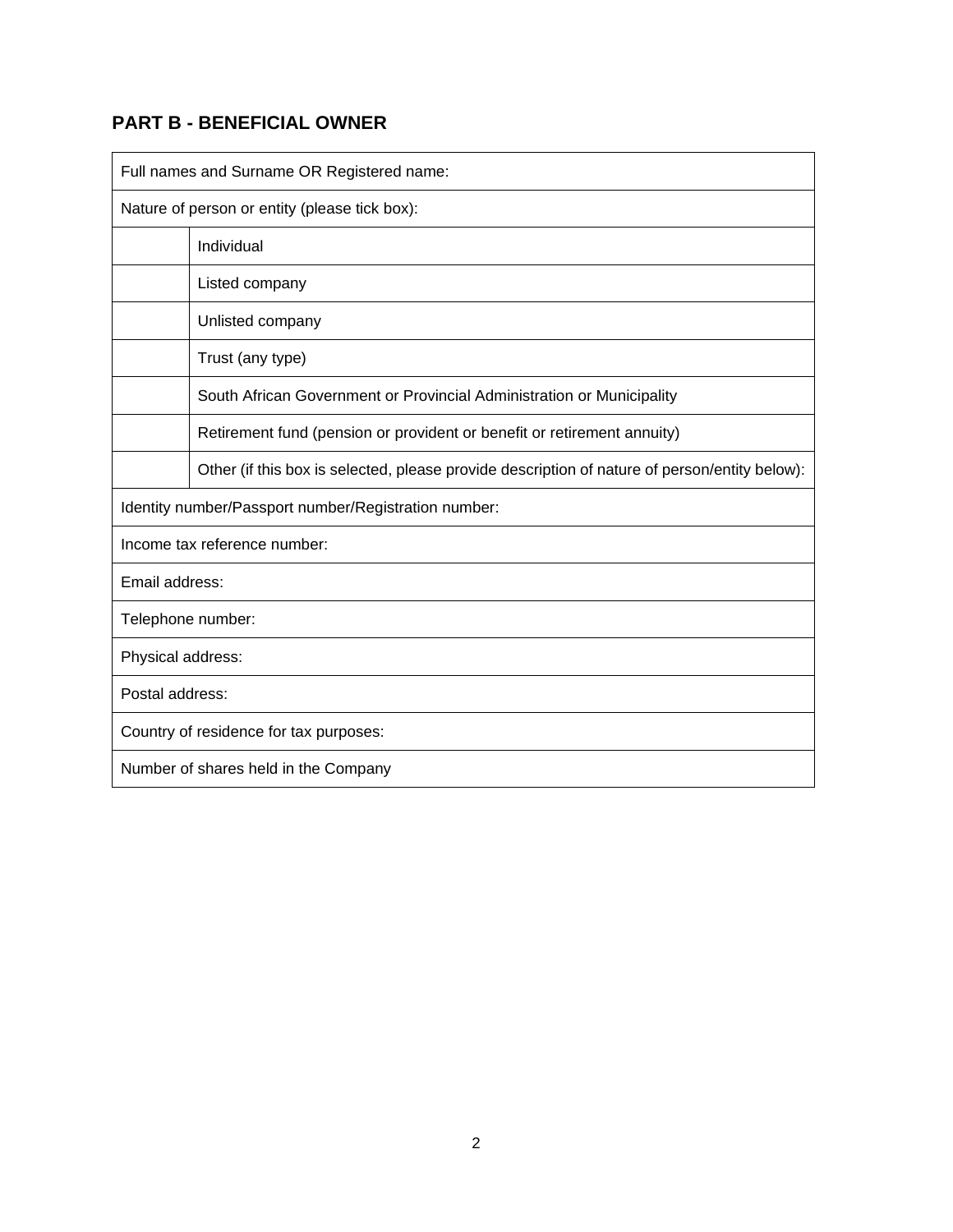## PART B - BENEFICIAL OWNER

| Full names and Surname OR Registered name: | |
|---|---|
| Nature of person or entity (please tick box): | |
| | Individual |
| | Listed company |
| | Unlisted company |
| | Trust (any type) |
| | South African Government or Provincial Administration or Municipality |
| | Retirement fund (pension or provident or benefit or retirement annuity) |
| | Other (if this box is selected, please provide description of nature of person/entity below): |
| Identity number/Passport number/Registration number: | |
| Income tax reference number: | |
| Email address: | |
| Telephone number: | |
| Physical address: | |
| Postal address: | |
| Country of residence for tax purposes: | |
| Number of shares held in the Company | |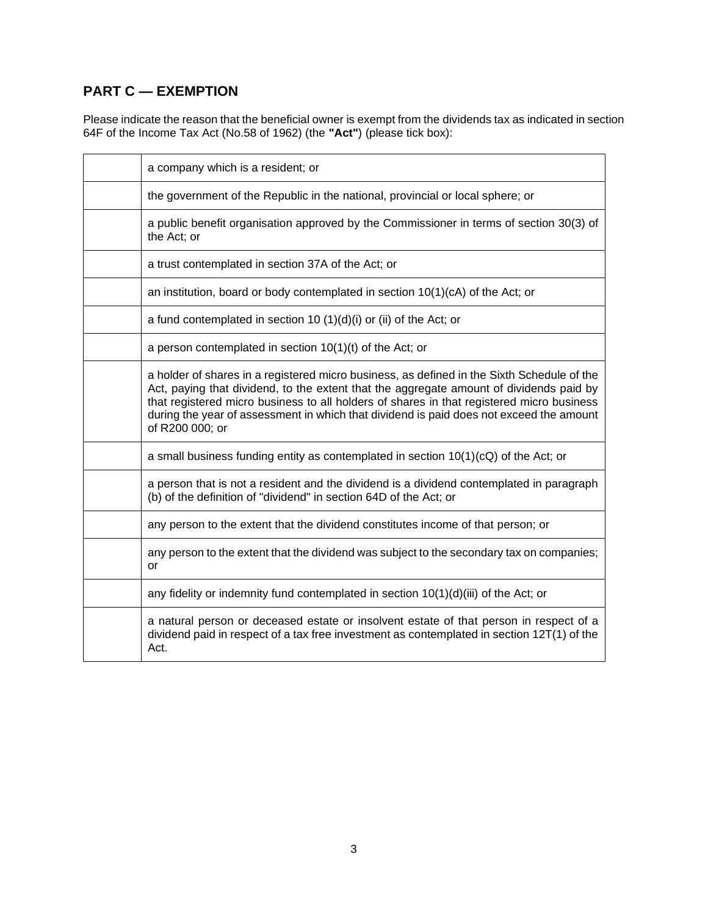## PART C — EXEMPTION

Please indicate the reason that the beneficial owner is exempt from the dividends tax as indicated in section 64F of the Income Tax Act (No.58 of 1962) (the **"Act"**) (please tick box):

| | |
|---|---|
| | a company which is a resident; or |
| | the government of the Republic in the national, provincial or local sphere; or |
| | a public benefit organisation approved by the Commissioner in terms of section 30(3) of the Act; or |
| | a trust contemplated in section 37A of the Act; or |
| | an institution, board or body contemplated in section 10(1)(cA) of the Act; or |
| | a fund contemplated in section 10 (1)(d)(i) or (ii) of the Act; or |
| | a person contemplated in section 10(1)(t) of the Act; or |
| | a holder of shares in a registered micro business, as defined in the Sixth Schedule of the Act, paying that dividend, to the extent that the aggregate amount of dividends paid by that registered micro business to all holders of shares in that registered micro business during the year of assessment in which that dividend is paid does not exceed the amount of R200 000; or |
| | a small business funding entity as contemplated in section 10(1)(cQ) of the Act; or |
| | a person that is not a resident and the dividend is a dividend contemplated in paragraph (b) of the definition of "dividend" in section 64D of the Act; or |
| | any person to the extent that the dividend constitutes income of that person; or |
| | any person to the extent that the dividend was subject to the secondary tax on companies; or |
| | any fidelity or indemnity fund contemplated in section 10(1)(d)(iii) of the Act; or |
| | a natural person or deceased estate or insolvent estate of that person in respect of a dividend paid in respect of a tax free investment as contemplated in section 12T(1) of the Act. |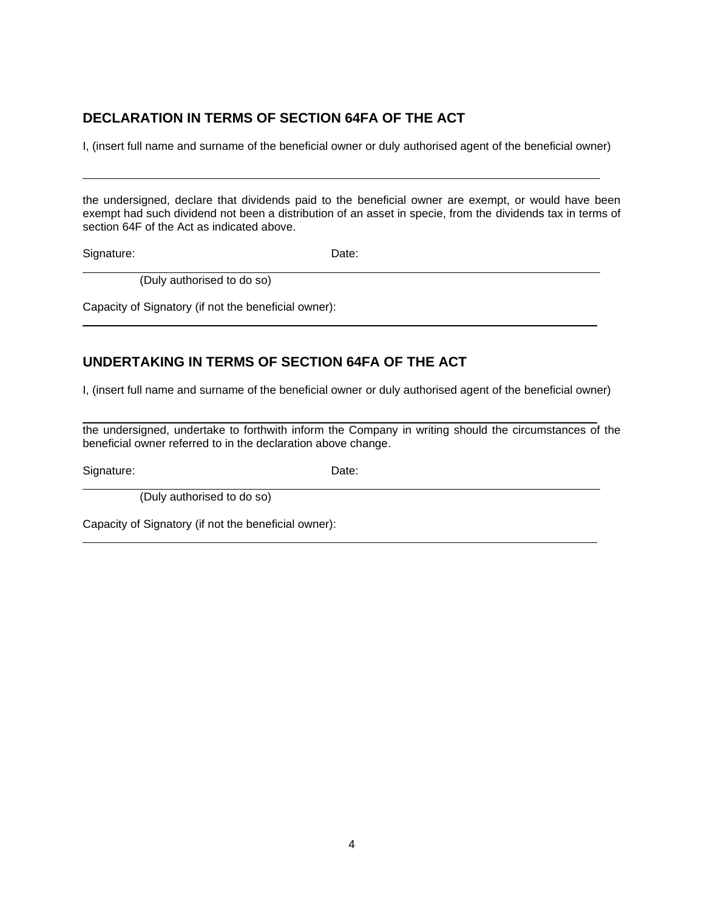## DECLARATION IN TERMS OF SECTION 64FA OF THE ACT

I, (insert full name and surname of the beneficial owner or duly authorised agent of the beneficial owner)

\_\_\_\_\_\_\_\_\_\_\_\_\_\_\_\_\_\_\_\_\_\_\_\_\_\_\_\_\_\_\_\_\_\_\_\_\_\_\_\_\_\_\_\_\_\_\_\_\_\_\_\_\_\_\_\_\_\_\_\_\_\_\_\_\_\_\_\_\_\_\_\_\_\_\_\_\_\_

the undersigned, declare that dividends paid to the beneficial owner are exempt, or would have been exempt had such dividend not been a distribution of an asset in specie, from the dividends tax in terms of section 64F of the Act as indicated above.

Signature: Date:

\_\_\_\_\_\_\_\_\_\_\_\_\_\_\_\_\_\_\_\_\_\_\_\_\_\_\_\_\_\_\_\_\_\_\_\_\_\_\_\_\_\_\_\_\_\_\_\_\_\_\_\_\_\_\_\_\_\_\_\_\_\_\_\_\_\_\_\_\_\_\_\_\_\_\_\_\_\_

(Duly authorised to do so)

Capacity of Signatory (if not the beneficial owner):

\_\_\_\_\_\_\_\_\_\_\_\_\_\_\_\_\_\_\_\_\_\_\_\_\_\_\_\_\_\_\_\_\_\_\_\_\_\_\_\_\_\_\_\_\_\_\_\_\_\_\_\_\_\_\_\_\_\_\_\_\_\_\_\_\_\_\_\_\_\_\_\_\_\_\_\_\_\_

## UNDERTAKING IN TERMS OF SECTION 64FA OF THE ACT

I, (insert full name and surname of the beneficial owner or duly authorised agent of the beneficial owner)

\_\_\_\_\_\_\_\_\_\_\_\_\_\_\_\_\_\_\_\_\_\_\_\_\_\_\_\_\_\_\_\_\_\_\_\_\_\_\_\_\_\_\_\_\_\_\_\_\_\_\_\_\_\_\_\_\_\_\_\_\_\_\_\_\_\_\_\_\_\_\_\_\_\_\_\_\_\_

the undersigned, undertake to forthwith inform the Company in writing should the circumstances of the beneficial owner referred to in the declaration above change.

Signature: Date:

\_\_\_\_\_\_\_\_\_\_\_\_\_\_\_\_\_\_\_\_\_\_\_\_\_\_\_\_\_\_\_\_\_\_\_\_\_\_\_\_\_\_\_\_\_\_\_\_\_\_\_\_\_\_\_\_\_\_\_\_\_\_\_\_\_\_\_\_\_\_\_\_\_\_\_\_\_\_

(Duly authorised to do so)

Capacity of Signatory (if not the beneficial owner):

\_\_\_\_\_\_\_\_\_\_\_\_\_\_\_\_\_\_\_\_\_\_\_\_\_\_\_\_\_\_\_\_\_\_\_\_\_\_\_\_\_\_\_\_\_\_\_\_\_\_\_\_\_\_\_\_\_\_\_\_\_\_\_\_\_\_\_\_\_\_\_\_\_\_\_\_\_\_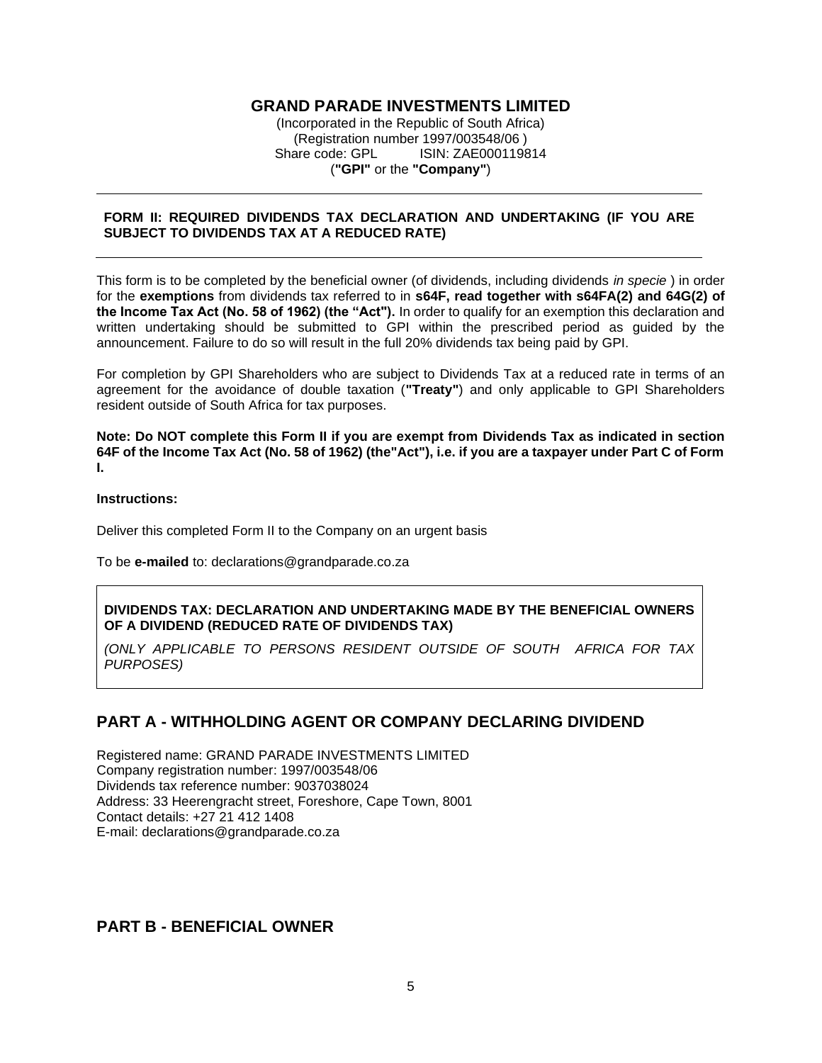# GRAND PARADE INVESTMENTS LIMITED

(Incorporated in the Republic of South Africa)
(Registration number 1997/003548/06 )
Share code: GPL ISIN: ZAE000119814
(**"GPI"** or the **"Company"**)

---

**FORM II: REQUIRED DIVIDENDS TAX DECLARATION AND UNDERTAKING (IF YOU ARE SUBJECT TO DIVIDENDS TAX AT A REDUCED RATE)**

---

This form is to be completed by the beneficial owner (of dividends, including dividends *in specie* ) in order for the **exemptions** from dividends tax referred to in **s64F, read together with s64FA(2) and 64G(2) of the Income Tax Act (No. 58 of 1962) (the "Act").** In order to qualify for an exemption this declaration and written undertaking should be submitted to GPI within the prescribed period as guided by the announcement. Failure to do so will result in the full 20% dividends tax being paid by GPI.

For completion by GPI Shareholders who are subject to Dividends Tax at a reduced rate in terms of an agreement for the avoidance of double taxation (**"Treaty"**) and only applicable to GPI Shareholders resident outside of South Africa for tax purposes.

**Note: Do NOT complete this Form II if you are exempt from Dividends Tax as indicated in section 64F of the Income Tax Act (No. 58 of 1962) (the"Act"), i.e. if you are a taxpayer under Part C of Form I.**

**Instructions:**

Deliver this completed Form II to the Company on an urgent basis

To be **e-mailed** to: declarations@grandparade.co.za

**DIVIDENDS TAX: DECLARATION AND UNDERTAKING MADE BY THE BENEFICIAL OWNERS OF A DIVIDEND (REDUCED RATE OF DIVIDENDS TAX)**

*(ONLY APPLICABLE TO PERSONS RESIDENT OUTSIDE OF SOUTH AFRICA FOR TAX PURPOSES)*

## PART A - WITHHOLDING AGENT OR COMPANY DECLARING DIVIDEND

Registered name: GRAND PARADE INVESTMENTS LIMITED
Company registration number: 1997/003548/06
Dividends tax reference number: 9037038024
Address: 33 Heerengracht street, Foreshore, Cape Town, 8001
Contact details: +27 21 412 1408
E-mail: declarations@grandparade.co.za

## PART B - BENEFICIAL OWNER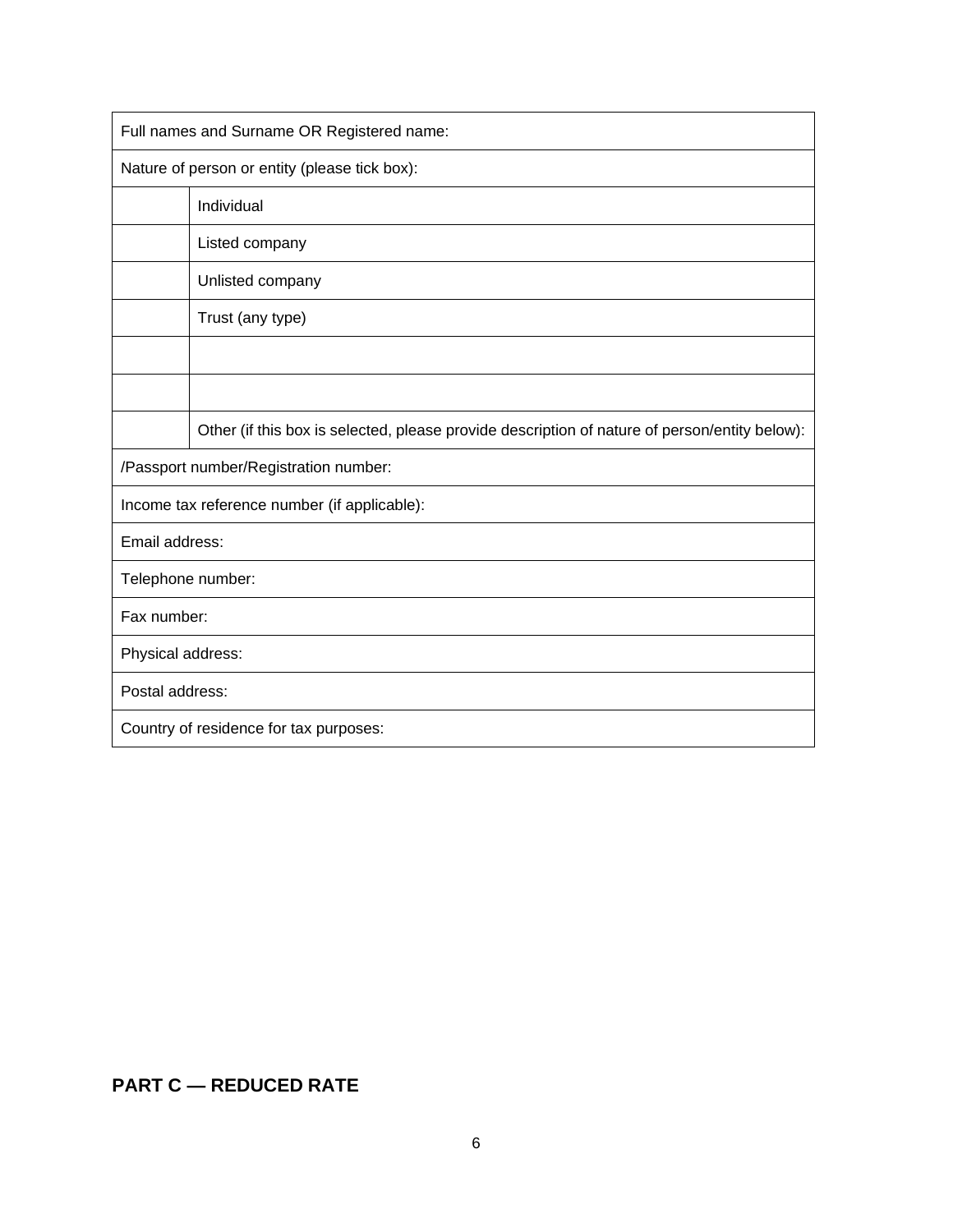| Full names and Surname OR Registered name: | |
|---|---|
| Nature of person or entity (please tick box): | |
| | Individual |
| | Listed company |
| | Unlisted company |
| | Trust (any type) |
| | |
| | |
| | Other (if this box is selected, please provide description of nature of person/entity below): |
| /Passport number/Registration number: | |
| Income tax reference number (if applicable): | |
| Email address: | |
| Telephone number: | |
| Fax number: | |
| Physical address: | |
| Postal address: | |
| Country of residence for tax purposes: | |

## PART C — REDUCED RATE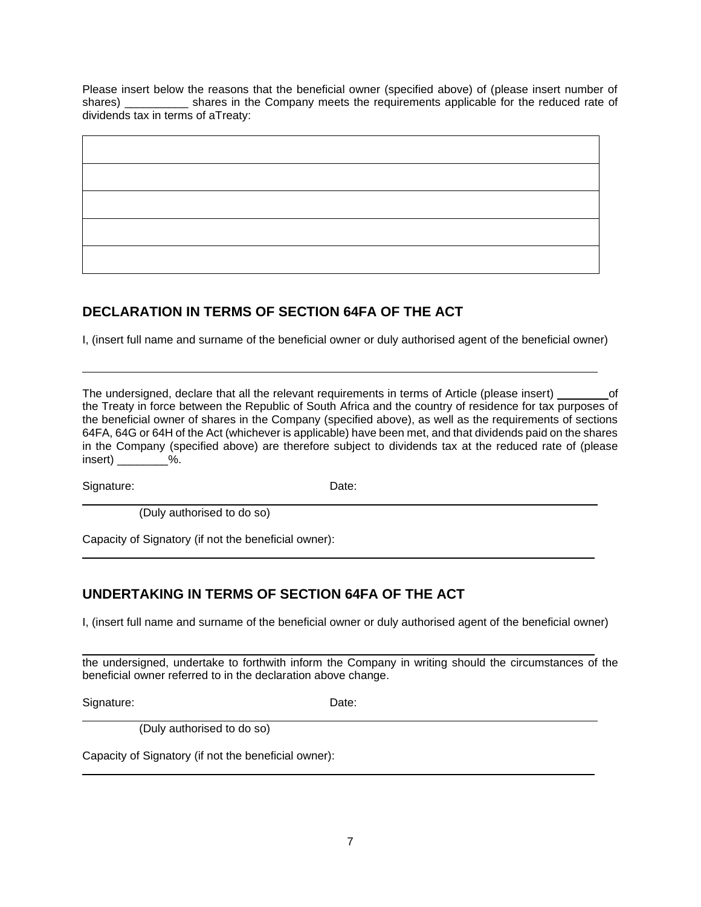Please insert below the reasons that the beneficial owner (specified above) of (please insert number of shares) __________ shares in the Company meets the requirements applicable for the reduced rate of dividends tax in terms of aTreaty:

| |
|---|
| |
| |
| |
| |
| |

## DECLARATION IN TERMS OF SECTION 64FA OF THE ACT

I, (insert full name and surname of the beneficial owner or duly authorised agent of the beneficial owner)

________________________________________________________________________________

The undersigned, declare that all the relevant requirements in terms of Article (please insert) ________ of the Treaty in force between the Republic of South Africa and the country of residence for tax purposes of the beneficial owner of shares in the Company (specified above), as well as the requirements of sections 64FA, 64G or 64H of the Act (whichever is applicable) have been met, and that dividends paid on the shares in the Company (specified above) are therefore subject to dividends tax at the reduced rate of (please insert) ________%.

Signature: Date:

________________________________________________________________________________

(Duly authorised to do so)

Capacity of Signatory (if not the beneficial owner):

________________________________________________________________________________

## UNDERTAKING IN TERMS OF SECTION 64FA OF THE ACT

I, (insert full name and surname of the beneficial owner or duly authorised agent of the beneficial owner)

________________________________________________________________________________

the undersigned, undertake to forthwith inform the Company in writing should the circumstances of the beneficial owner referred to in the declaration above change.

Signature: Date:

________________________________________________________________________________

(Duly authorised to do so)

Capacity of Signatory (if not the beneficial owner):

________________________________________________________________________________